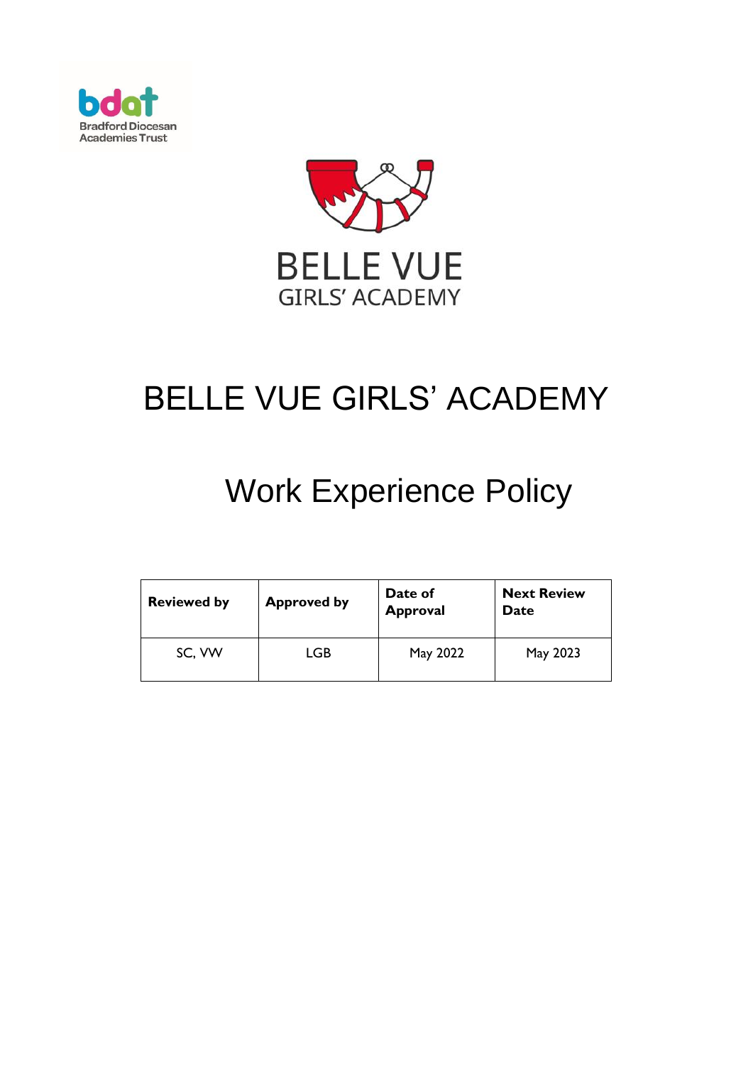# BELLE VUE GIRLS' ACADEMY

## Work Experience Policy

| Reviewed by | Approved by | Date of Approval | Next Review Date |
| --- | --- | --- | --- |
| SC, VW | LGB | May 2022 | May 2023 |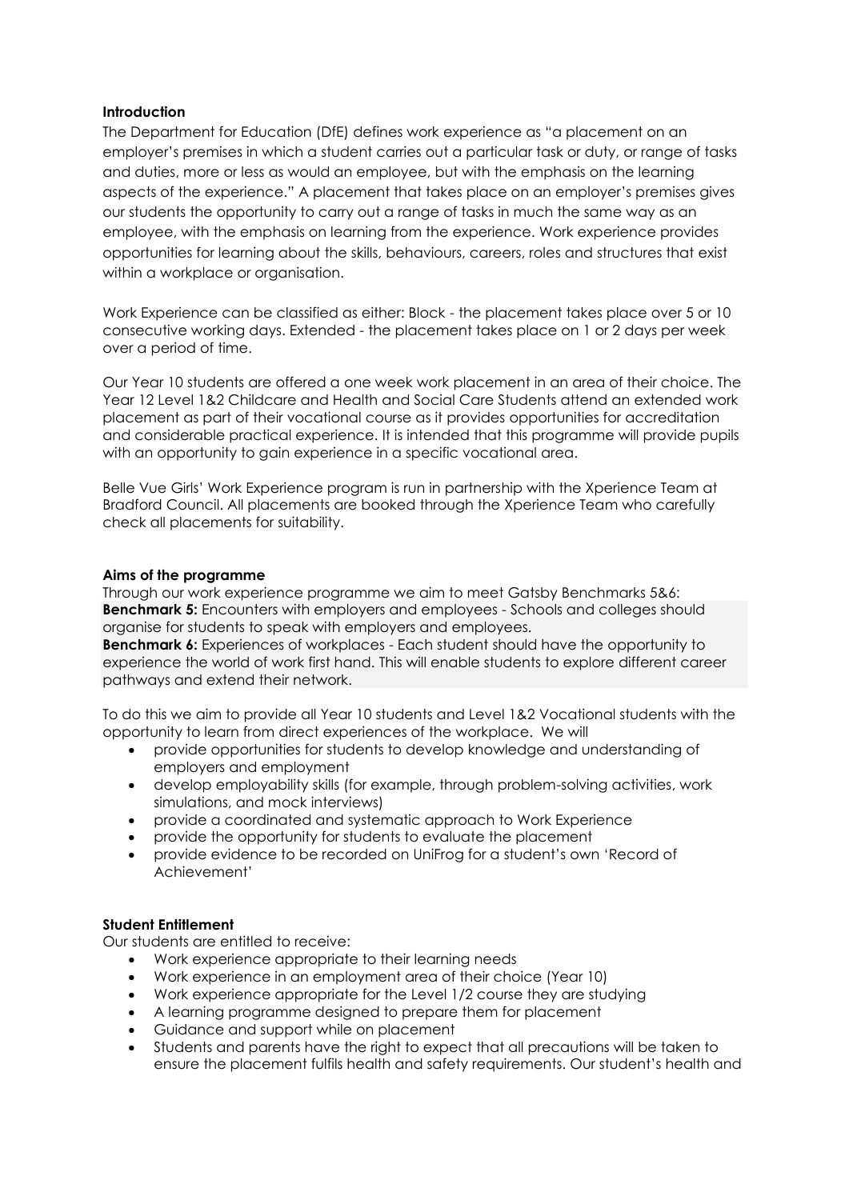**Introduction**

The Department for Education (DfE) defines work experience as "a placement on an employer's premises in which a student carries out a particular task or duty, or range of tasks and duties, more or less as would an employee, but with the emphasis on the learning aspects of the experience." A placement that takes place on an employer's premises gives our students the opportunity to carry out a range of tasks in much the same way as an employee, with the emphasis on learning from the experience. Work experience provides opportunities for learning about the skills, behaviours, careers, roles and structures that exist within a workplace or organisation.

Work Experience can be classified as either: Block - the placement takes place over 5 or 10 consecutive working days. Extended - the placement takes place on 1 or 2 days per week over a period of time.

Our Year 10 students are offered a one week work placement in an area of their choice. The Year 12 Level 1&2 Childcare and Health and Social Care Students attend an extended work placement as part of their vocational course as it provides opportunities for accreditation and considerable practical experience. It is intended that this programme will provide pupils with an opportunity to gain experience in a specific vocational area.

Belle Vue Girls' Work Experience program is run in partnership with the Xperience Team at Bradford Council. All placements are booked through the Xperience Team who carefully check all placements for suitability.

**Aims of the programme**

Through our work experience programme we aim to meet Gatsby Benchmarks 5&6:

**Benchmark 5:** Encounters with employers and employees - Schools and colleges should organise for students to speak with employers and employees.

**Benchmark 6:** Experiences of workplaces - Each student should have the opportunity to experience the world of work first hand. This will enable students to explore different career pathways and extend their network.

To do this we aim to provide all Year 10 students and Level 1&2 Vocational students with the opportunity to learn from direct experiences of the workplace. We will

- provide opportunities for students to develop knowledge and understanding of employers and employment
- develop employability skills (for example, through problem-solving activities, work simulations, and mock interviews)
- provide a coordinated and systematic approach to Work Experience
- provide the opportunity for students to evaluate the placement
- provide evidence to be recorded on UniFrog for a student's own 'Record of Achievement'

**Student Entitlement**

Our students are entitled to receive:

- Work experience appropriate to their learning needs
- Work experience in an employment area of their choice (Year 10)
- Work experience appropriate for the Level 1/2 course they are studying
- A learning programme designed to prepare them for placement
- Guidance and support while on placement
- Students and parents have the right to expect that all precautions will be taken to ensure the placement fulfils health and safety requirements. Our student's health and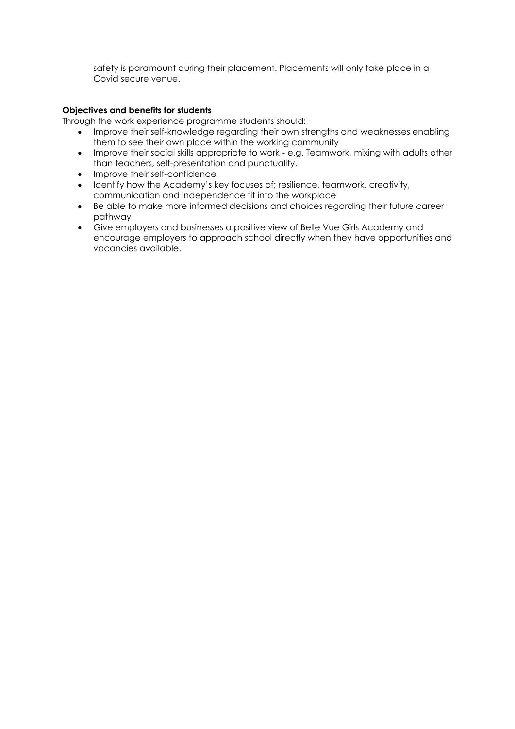safety is paramount during their placement. Placements will only take place in a Covid secure venue.

**Objectives and benefits for students**

Through the work experience programme students should:

- Improve their self-knowledge regarding their own strengths and weaknesses enabling them to see their own place within the working community
- Improve their social skills appropriate to work - e.g. Teamwork, mixing with adults other than teachers, self-presentation and punctuality.
- Improve their self-confidence
- Identify how the Academy's key focuses of; resilience, teamwork, creativity, communication and independence fit into the workplace
- Be able to make more informed decisions and choices regarding their future career pathway
- Give employers and businesses a positive view of Belle Vue Girls Academy and encourage employers to approach school directly when they have opportunities and vacancies available.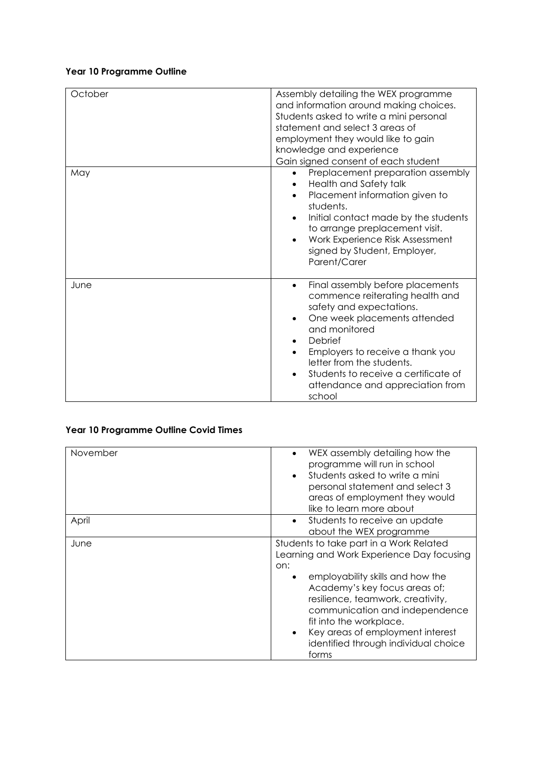**Year 10 Programme Outline**

| | |
|---|---|
| October | Assembly detailing the WEX programme and information around making choices. Students asked to write a mini personal statement and select 3 areas of employment they would like to gain knowledge and experience<br>Gain signed consent of each student |
| May | • Preplacement preparation assembly<br>• Health and Safety talk<br>• Placement information given to students.<br>• Initial contact made by the students to arrange preplacement visit.<br>• Work Experience Risk Assessment signed by Student, Employer, Parent/Carer |
| June | • Final assembly before placements commence reiterating health and safety and expectations.<br>• One week placements attended and monitored<br>• Debrief<br>• Employers to receive a thank you letter from the students.<br>• Students to receive a certificate of attendance and appreciation from school |

**Year 10 Programme Outline Covid Times**

| | |
|---|---|
| November | • WEX assembly detailing how the programme will run in school<br>• Students asked to write a mini personal statement and select 3 areas of employment they would like to learn more about |
| April | • Students to receive an update about the WEX programme |
| June | Students to take part in a Work Related Learning and Work Experience Day focusing on:<br>• employability skills and how the Academy's key focus areas of; resilience, teamwork, creativity, communication and independence fit into the workplace.<br>• Key areas of employment interest identified through individual choice forms |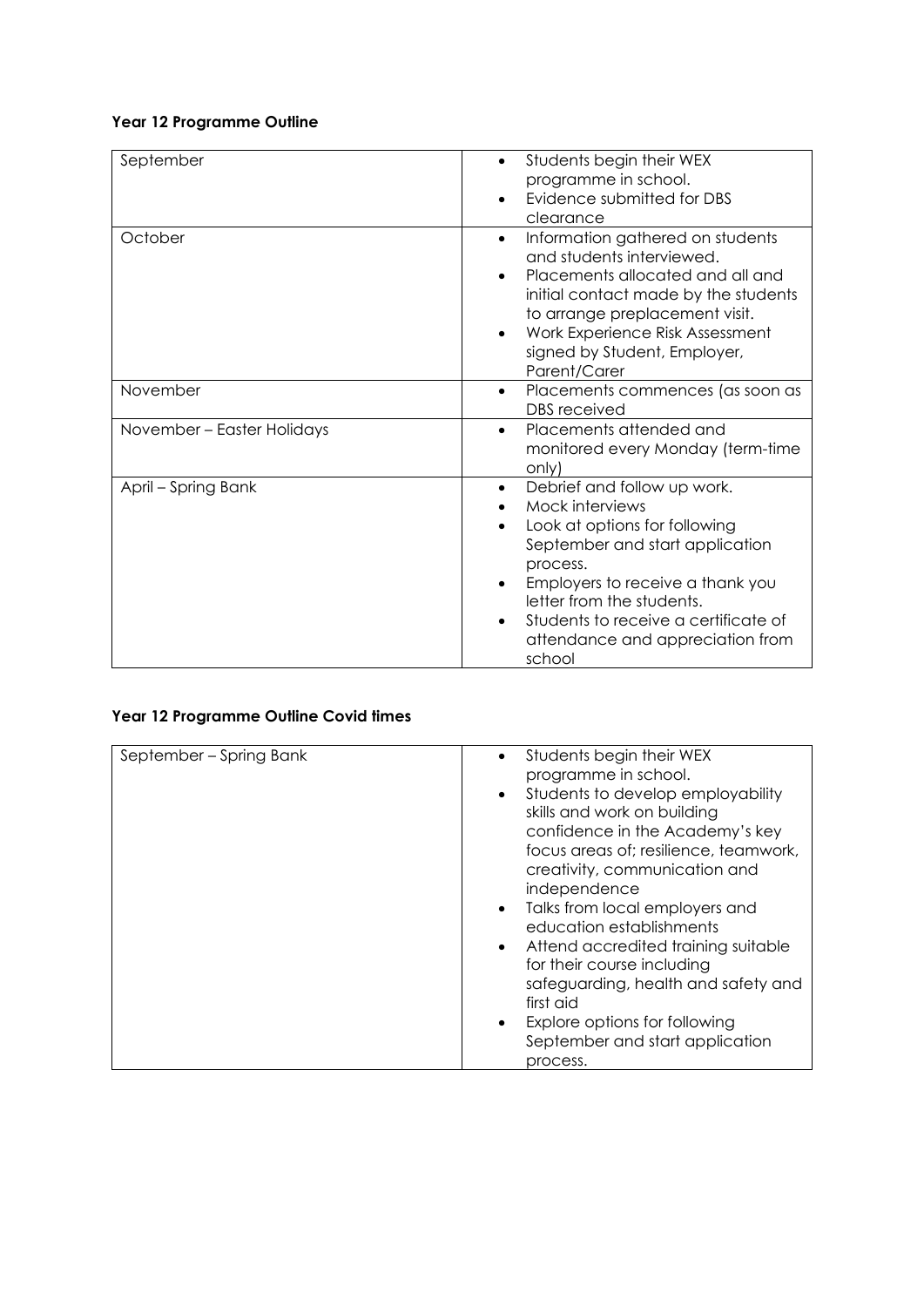**Year 12 Programme Outline**

| | |
|---|---|
| September | • Students begin their WEX programme in school.<br>• Evidence submitted for DBS clearance |
| October | • Information gathered on students and students interviewed.<br>• Placements allocated and all and initial contact made by the students to arrange preplacement visit.<br>• Work Experience Risk Assessment signed by Student, Employer, Parent/Carer |
| November | • Placements commences (as soon as DBS received |
| November – Easter Holidays | • Placements attended and monitored every Monday (term-time only) |
| April – Spring Bank | • Debrief and follow up work.<br>• Mock interviews<br>• Look at options for following September and start application process.<br>• Employers to receive a thank you letter from the students.<br>• Students to receive a certificate of attendance and appreciation from school |

**Year 12 Programme Outline Covid times**

| | |
|---|---|
| September – Spring Bank | • Students begin their WEX programme in school.<br>• Students to develop employability skills and work on building confidence in the Academy's key focus areas of; resilience, teamwork, creativity, communication and independence<br>• Talks from local employers and education establishments<br>• Attend accredited training suitable for their course including safeguarding, health and safety and first aid<br>• Explore options for following September and start application process. |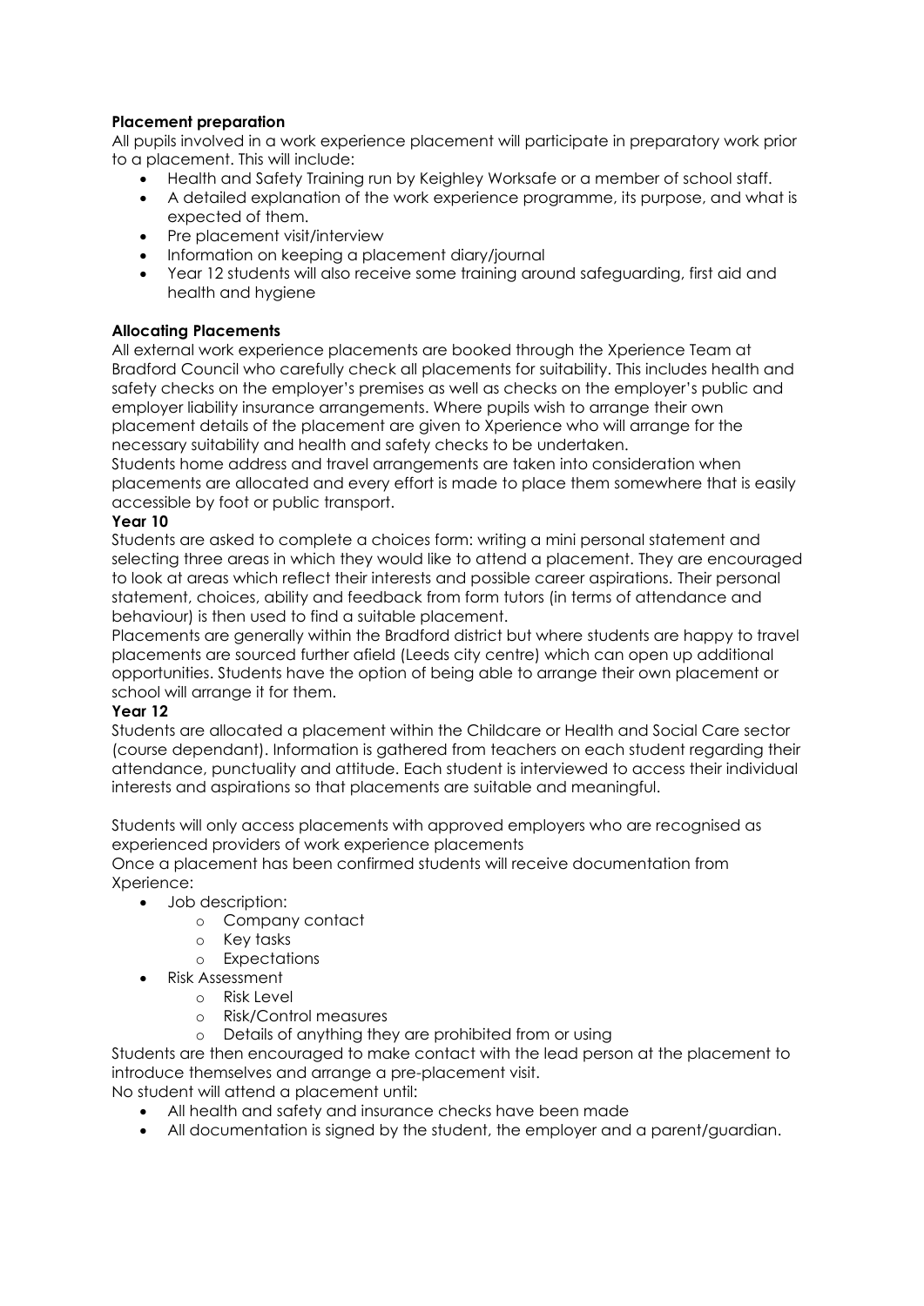**Placement preparation**

All pupils involved in a work experience placement will participate in preparatory work prior to a placement. This will include:

- Health and Safety Training run by Keighley Worksafe or a member of school staff.
- A detailed explanation of the work experience programme, its purpose, and what is expected of them.
- Pre placement visit/interview
- Information on keeping a placement diary/journal
- Year 12 students will also receive some training around safeguarding, first aid and health and hygiene

**Allocating Placements**

All external work experience placements are booked through the Xperience Team at Bradford Council who carefully check all placements for suitability. This includes health and safety checks on the employer's premises as well as checks on the employer's public and employer liability insurance arrangements. Where pupils wish to arrange their own placement details of the placement are given to Xperience who will arrange for the necessary suitability and health and safety checks to be undertaken.

Students home address and travel arrangements are taken into consideration when placements are allocated and every effort is made to place them somewhere that is easily accessible by foot or public transport.

**Year 10**

Students are asked to complete a choices form: writing a mini personal statement and selecting three areas in which they would like to attend a placement. They are encouraged to look at areas which reflect their interests and possible career aspirations. Their personal statement, choices, ability and feedback from form tutors (in terms of attendance and behaviour) is then used to find a suitable placement.

Placements are generally within the Bradford district but where students are happy to travel placements are sourced further afield (Leeds city centre) which can open up additional opportunities. Students have the option of being able to arrange their own placement or school will arrange it for them.

**Year 12**

Students are allocated a placement within the Childcare or Health and Social Care sector (course dependant). Information is gathered from teachers on each student regarding their attendance, punctuality and attitude. Each student is interviewed to access their individual interests and aspirations so that placements are suitable and meaningful.

Students will only access placements with approved employers who are recognised as experienced providers of work experience placements

Once a placement has been confirmed students will receive documentation from Xperience:

- Job description:
  - Company contact
  - Key tasks
  - Expectations
- Risk Assessment
  - Risk Level
  - Risk/Control measures
  - Details of anything they are prohibited from or using

Students are then encouraged to make contact with the lead person at the placement to introduce themselves and arrange a pre-placement visit.

No student will attend a placement until:

- All health and safety and insurance checks have been made
- All documentation is signed by the student, the employer and a parent/guardian.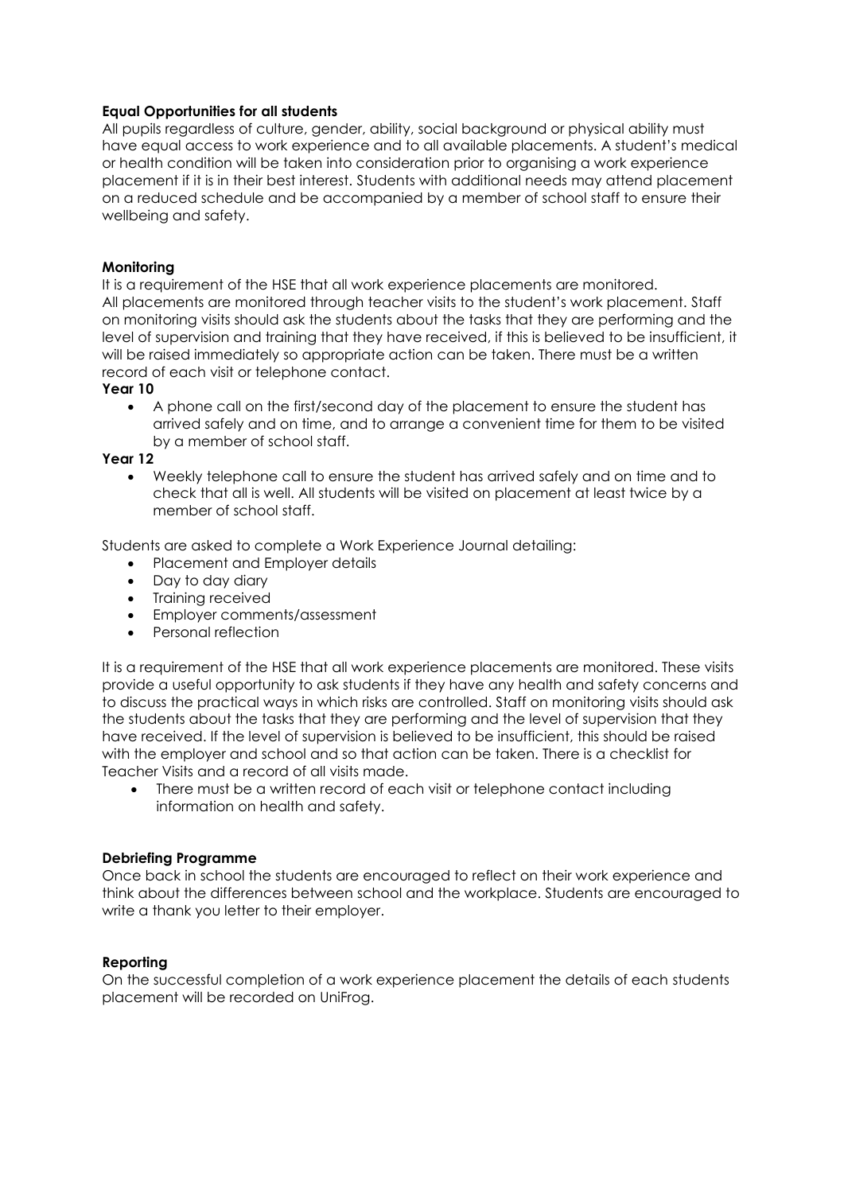**Equal Opportunities for all students**

All pupils regardless of culture, gender, ability, social background or physical ability must have equal access to work experience and to all available placements. A student's medical or health condition will be taken into consideration prior to organising a work experience placement if it is in their best interest. Students with additional needs may attend placement on a reduced schedule and be accompanied by a member of school staff to ensure their wellbeing and safety.

**Monitoring**

It is a requirement of the HSE that all work experience placements are monitored.
All placements are monitored through teacher visits to the student's work placement. Staff on monitoring visits should ask the students about the tasks that they are performing and the level of supervision and training that they have received, if this is believed to be insufficient, it will be raised immediately so appropriate action can be taken. There must be a written record of each visit or telephone contact.

**Year 10**

- A phone call on the first/second day of the placement to ensure the student has arrived safely and on time, and to arrange a convenient time for them to be visited by a member of school staff.

**Year 12**

- Weekly telephone call to ensure the student has arrived safely and on time and to check that all is well. All students will be visited on placement at least twice by a member of school staff.

Students are asked to complete a Work Experience Journal detailing:

- Placement and Employer details
- Day to day diary
- Training received
- Employer comments/assessment
- Personal reflection

It is a requirement of the HSE that all work experience placements are monitored. These visits provide a useful opportunity to ask students if they have any health and safety concerns and to discuss the practical ways in which risks are controlled. Staff on monitoring visits should ask the students about the tasks that they are performing and the level of supervision that they have received. If the level of supervision is believed to be insufficient, this should be raised with the employer and school and so that action can be taken. There is a checklist for Teacher Visits and a record of all visits made.

- There must be a written record of each visit or telephone contact including information on health and safety.

**Debriefing Programme**

Once back in school the students are encouraged to reflect on their work experience and think about the differences between school and the workplace. Students are encouraged to write a thank you letter to their employer.

**Reporting**

On the successful completion of a work experience placement the details of each students placement will be recorded on UniFrog.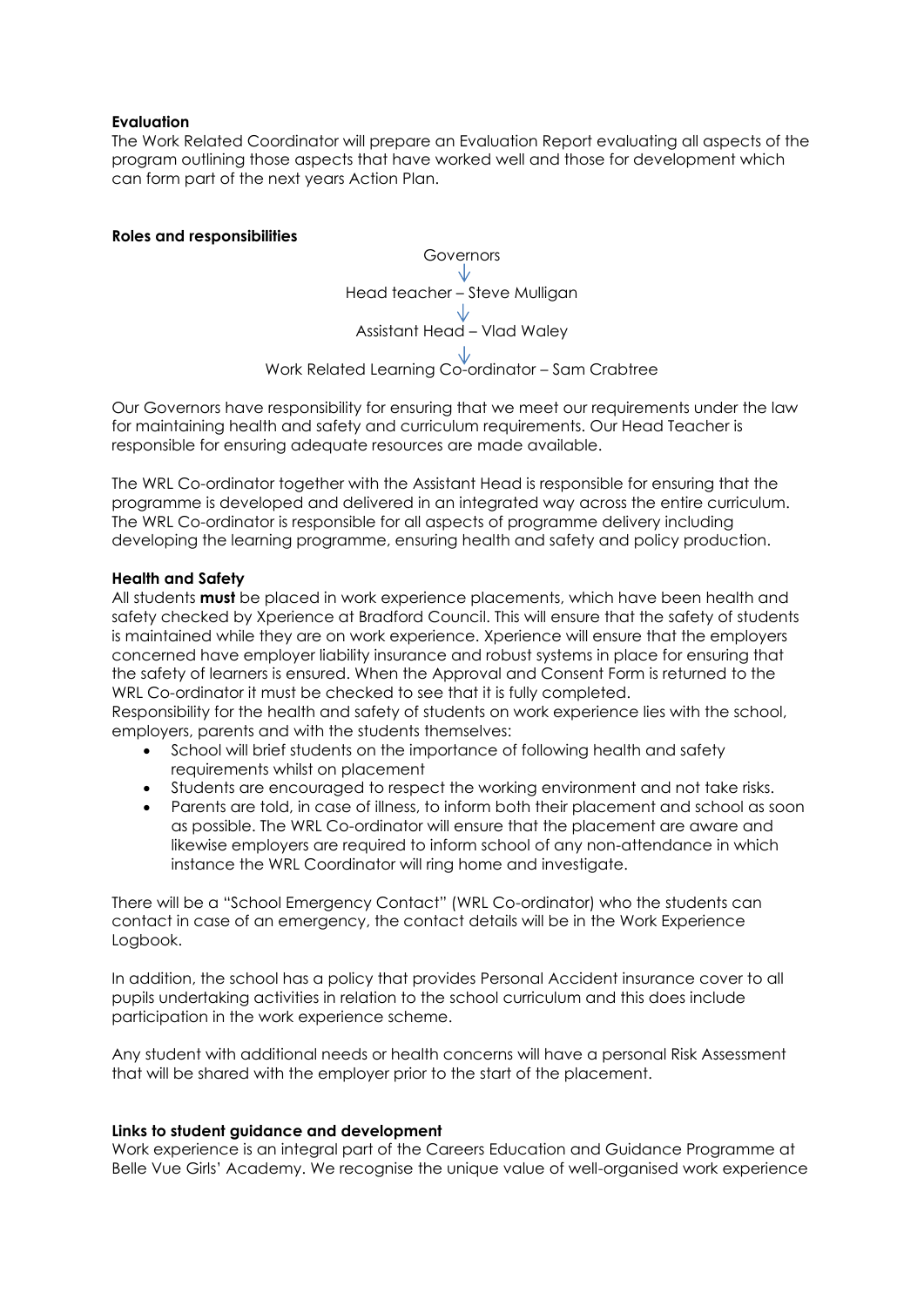**Evaluation**

The Work Related Coordinator will prepare an Evaluation Report evaluating all aspects of the program outlining those aspects that have worked well and those for development which can form part of the next years Action Plan.

**Roles and responsibilities**

Governors
↓
Head teacher – Steve Mulligan
↓
Assistant Head – Vlad Waley
↓
Work Related Learning Co-ordinator – Sam Crabtree

Our Governors have responsibility for ensuring that we meet our requirements under the law for maintaining health and safety and curriculum requirements. Our Head Teacher is responsible for ensuring adequate resources are made available.

The WRL Co-ordinator together with the Assistant Head is responsible for ensuring that the programme is developed and delivered in an integrated way across the entire curriculum. The WRL Co-ordinator is responsible for all aspects of programme delivery including developing the learning programme, ensuring health and safety and policy production.

**Health and Safety**

All students **must** be placed in work experience placements, which have been health and safety checked by Xperience at Bradford Council. This will ensure that the safety of students is maintained while they are on work experience. Xperience will ensure that the employers concerned have employer liability insurance and robust systems in place for ensuring that the safety of learners is ensured. When the Approval and Consent Form is returned to the WRL Co-ordinator it must be checked to see that it is fully completed.
Responsibility for the health and safety of students on work experience lies with the school, employers, parents and with the students themselves:

- School will brief students on the importance of following health and safety requirements whilst on placement
- Students are encouraged to respect the working environment and not take risks.
- Parents are told, in case of illness, to inform both their placement and school as soon as possible. The WRL Co-ordinator will ensure that the placement are aware and likewise employers are required to inform school of any non-attendance in which instance the WRL Coordinator will ring home and investigate.

There will be a "School Emergency Contact" (WRL Co-ordinator) who the students can contact in case of an emergency, the contact details will be in the Work Experience Logbook.

In addition, the school has a policy that provides Personal Accident insurance cover to all pupils undertaking activities in relation to the school curriculum and this does include participation in the work experience scheme.

Any student with additional needs or health concerns will have a personal Risk Assessment that will be shared with the employer prior to the start of the placement.

**Links to student guidance and development**

Work experience is an integral part of the Careers Education and Guidance Programme at Belle Vue Girls' Academy. We recognise the unique value of well-organised work experience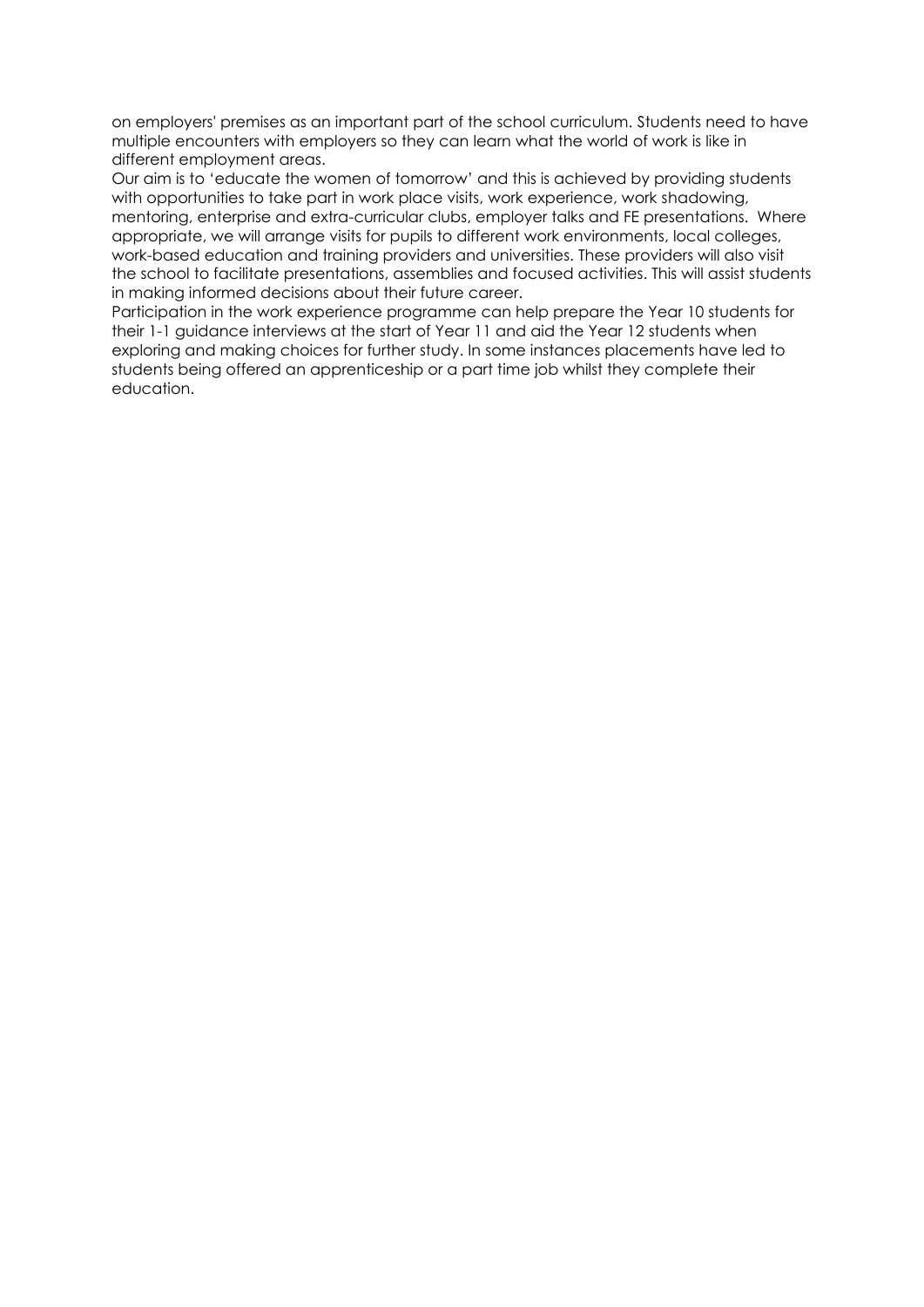on employers' premises as an important part of the school curriculum. Students need to have multiple encounters with employers so they can learn what the world of work is like in different employment areas.

Our aim is to 'educate the women of tomorrow' and this is achieved by providing students with opportunities to take part in work place visits, work experience, work shadowing, mentoring, enterprise and extra-curricular clubs, employer talks and FE presentations. Where appropriate, we will arrange visits for pupils to different work environments, local colleges, work-based education and training providers and universities. These providers will also visit the school to facilitate presentations, assemblies and focused activities. This will assist students in making informed decisions about their future career.

Participation in the work experience programme can help prepare the Year 10 students for their 1-1 guidance interviews at the start of Year 11 and aid the Year 12 students when exploring and making choices for further study. In some instances placements have led to students being offered an apprenticeship or a part time job whilst they complete their education.